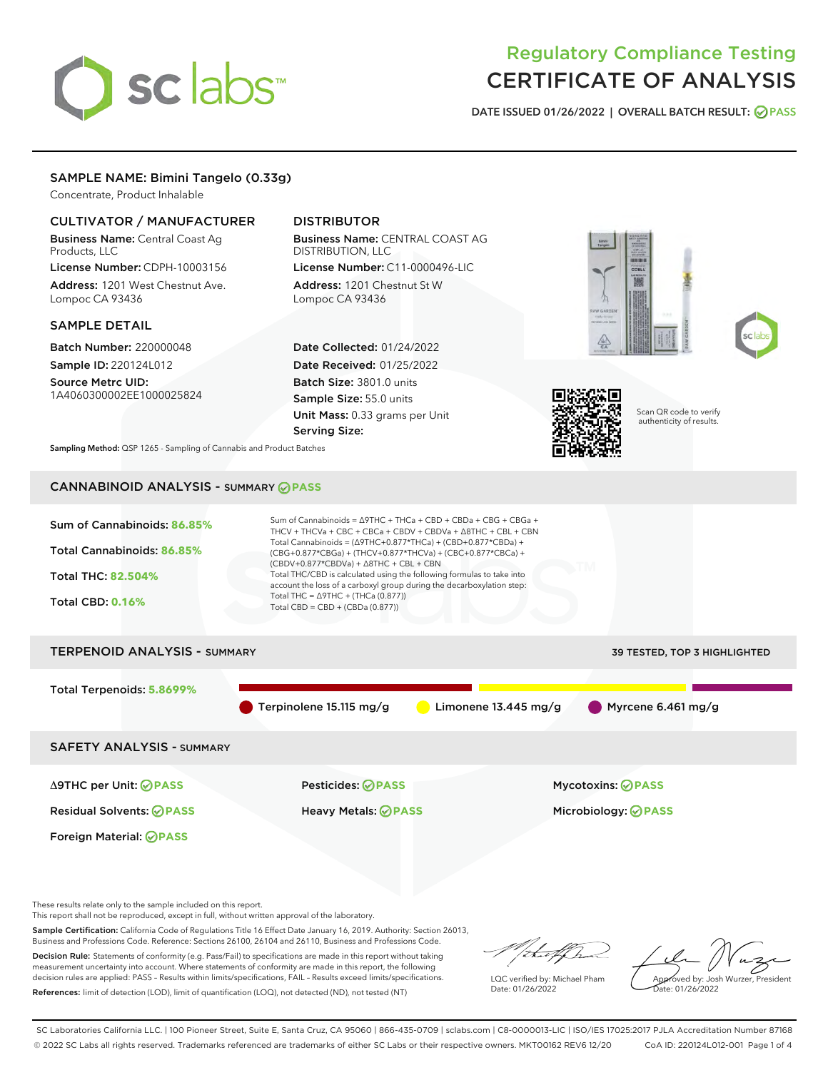# Regulatory Compliance Testing
# CERTIFICATE OF ANALYSIS

DATE ISSUED 01/26/2022 | OVERALL BATCH RESULT: PASS

## SAMPLE NAME: Bimini Tangelo (0.33g)

Concentrate, Product Inhalable

### CULTIVATOR / MANUFACTURER

**Business Name:** Central Coast Ag Products, LLC

**License Number:** CDPH-10003156

**Address:** 1201 West Chestnut Ave. Lompoc CA 93436

### DISTRIBUTOR

**Business Name:** CENTRAL COAST AG DISTRIBUTION, LLC

**License Number:** C11-0000496-LIC

**Address:** 1201 Chestnut St W Lompoc CA 93436

### SAMPLE DETAIL

**Batch Number:** 220000048

**Sample ID:** 220124L012

**Source Metrc UID:** 1A4060300002EE1000025824

**Date Collected:** 01/24/2022

**Date Received:** 01/25/2022

**Batch Size:** 3801.0 units

**Sample Size:** 55.0 units

**Unit Mass:** 0.33 grams per Unit

**Serving Size:**

Scan QR code to verify authenticity of results.

**Sampling Method:** QSP 1265 - Sampling of Cannabis and Product Batches

## CANNABINOID ANALYSIS - SUMMARY PASS

**Sum of Cannabinoids:** 86.85%

**Total Cannabinoids:** 86.85%

**Total THC:** 82.504%

**Total CBD:** 0.16%

Sum of Cannabinoids = Δ9THC + THCa + CBD + CBDa + CBG + CBGa + THCV + THCVa + CBC + CBCa + CBDV + CBDVa + Δ8THC + CBL + CBN

Total Cannabinoids = (Δ9THC+0.877*THCa) + (CBD+0.877*CBDa) + (CBG+0.877*CBGa) + (THCV+0.877*THCVa) + (CBC+0.877*CBCa) + (CBDV+0.877*CBDVa) + Δ8THC + CBL + CBN

Total THC/CBD is calculated using the following formulas to take into account the loss of a carboxyl group during the decarboxylation step:

Total THC = Δ9THC + (THCa (0.877))

Total CBD = CBD + (CBDa (0.877))

## TERPENOID ANALYSIS - SUMMARY

39 TESTED, TOP 3 HIGHLIGHTED

**Total Terpenoids:** 5.8699%

Terpinolene 15.115 mg/g | Limonene 13.445 mg/g | Myrcene 6.461 mg/g

## SAFETY ANALYSIS - SUMMARY

| | | |
|---|---|---|
| Δ9THC per Unit: PASS | Pesticides: PASS | Mycotoxins: PASS |
| Residual Solvents: PASS | Heavy Metals: PASS | Microbiology: PASS |
| Foreign Material: PASS | | |

These results relate only to the sample included on this report.
This report shall not be reproduced, except in full, without written approval of the laboratory.

**Sample Certification:** California Code of Regulations Title 16 Effect Date January 16, 2019. Authority: Section 26013, Business and Professions Code. Reference: Sections 26100, 26104 and 26110, Business and Professions Code.

**Decision Rule:** Statements of conformity (e.g. Pass/Fail) to specifications are made in this report without taking measurement uncertainty into account. Where statements of conformity are made in this report, the following decision rules are applied: PASS – Results within limits/specifications, FAIL – Results exceed limits/specifications.

**References:** limit of detection (LOD), limit of quantification (LOQ), not detected (ND), not tested (NT)

LQC verified by: Michael Pham
Date: 01/26/2022

Approved by: Josh Wurzer, President
Date: 01/26/2022

SC Laboratories California LLC. | 100 Pioneer Street, Suite E, Santa Cruz, CA 95060 | 866-435-0709 | sclabs.com | C8-0000013-LIC | ISO/IES 17025:2017 PJLA Accreditation Number 87168
© 2022 SC Labs all rights reserved. Trademarks referenced are trademarks of either SC Labs or their respective owners. MKT00162 REV6 12/20 CoA ID: 220124L012-001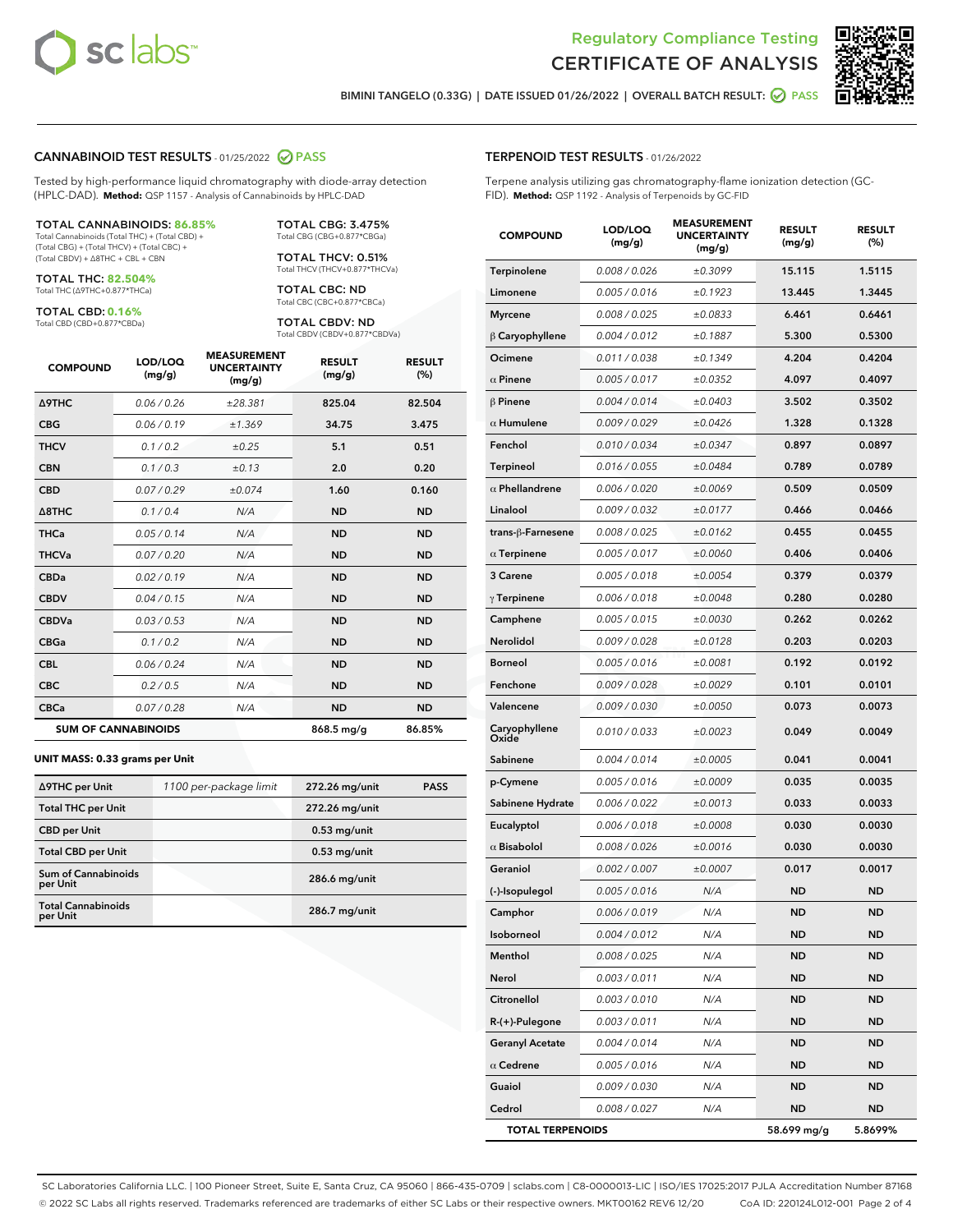# Regulatory Compliance Testing
# CERTIFICATE OF ANALYSIS

BIMINI TANGELO (0.33G) | DATE ISSUED 01/26/2022 | OVERALL BATCH RESULT: PASS

## CANNABINOID TEST RESULTS - 01/25/2022 PASS

Tested by high-performance liquid chromatography with diode-array detection (HPLC-DAD). **Method:** QSP 1157 - Analysis of Cannabinoids by HPLC-DAD

**TOTAL CANNABINOIDS: 86.85%**
Total Cannabinoids (Total THC) + (Total CBD) + (Total CBG) + (Total THCV) + (Total CBC) + (Total CBDV) + Δ8THC + CBL + CBN

**TOTAL THC: 82.504%**
Total THC (Δ9THC+0.877*THCa)

**TOTAL CBD: 0.16%**
Total CBD (CBD+0.877*CBDa)

**TOTAL CBG: 3.475%**
Total CBG (CBG+0.877*CBGa)

**TOTAL THCV: 0.51%**
Total THCV (THCV+0.877*THCVa)

**TOTAL CBC: ND**
Total CBC (CBC+0.877*CBCa)

**TOTAL CBDV: ND**
Total CBDV (CBDV+0.877*CBDVa)

| COMPOUND | LOD/LOQ (mg/g) | MEASUREMENT UNCERTAINTY (mg/g) | RESULT (mg/g) | RESULT (%) |
|---|---|---|---|---|
| Δ9THC | 0.06 / 0.26 | ±28.381 | 825.04 | 82.504 |
| CBG | 0.06 / 0.19 | ±1.369 | 34.75 | 3.475 |
| THCV | 0.1 / 0.2 | ±0.25 | 5.1 | 0.51 |
| CBN | 0.1 / 0.3 | ±0.13 | 2.0 | 0.20 |
| CBD | 0.07 / 0.29 | ±0.074 | 1.60 | 0.160 |
| Δ8THC | 0.1 / 0.4 | N/A | ND | ND |
| THCa | 0.05 / 0.14 | N/A | ND | ND |
| THCVa | 0.07 / 0.20 | N/A | ND | ND |
| CBDa | 0.02 / 0.19 | N/A | ND | ND |
| CBDV | 0.04 / 0.15 | N/A | ND | ND |
| CBDVa | 0.03 / 0.53 | N/A | ND | ND |
| CBGa | 0.1 / 0.2 | N/A | ND | ND |
| CBL | 0.06 / 0.24 | N/A | ND | ND |
| CBC | 0.2 / 0.5 | N/A | ND | ND |
| CBCa | 0.07 / 0.28 | N/A | ND | ND |
| **SUM OF CANNABINOIDS** | | | 868.5 mg/g | 86.85% |

### UNIT MASS: 0.33 grams per Unit

| | | | |
|---|---|---|---|
| Δ9THC per Unit | 1100 per-package limit | 272.26 mg/unit | PASS |
| Total THC per Unit | | 272.26 mg/unit | |
| CBD per Unit | | 0.53 mg/unit | |
| Total CBD per Unit | | 0.53 mg/unit | |
| Sum of Cannabinoids per Unit | | 286.6 mg/unit | |
| Total Cannabinoids per Unit | | 286.7 mg/unit | |

## TERPENOID TEST RESULTS - 01/26/2022

Terpene analysis utilizing gas chromatography-flame ionization detection (GC-FID). **Method:** QSP 1192 - Analysis of Terpenoids by GC-FID

| COMPOUND | LOD/LOQ (mg/g) | MEASUREMENT UNCERTAINTY (mg/g) | RESULT (mg/g) | RESULT (%) |
|---|---|---|---|---|
| Terpinolene | 0.008 / 0.026 | ±0.3099 | 15.115 | 1.5115 |
| Limonene | 0.005 / 0.016 | ±0.1923 | 13.445 | 1.3445 |
| Myrcene | 0.008 / 0.025 | ±0.0833 | 6.461 | 0.6461 |
| β Caryophyllene | 0.004 / 0.012 | ±0.1887 | 5.300 | 0.5300 |
| Ocimene | 0.011 / 0.038 | ±0.1349 | 4.204 | 0.4204 |
| α Pinene | 0.005 / 0.017 | ±0.0352 | 4.097 | 0.4097 |
| β Pinene | 0.004 / 0.014 | ±0.0403 | 3.502 | 0.3502 |
| α Humulene | 0.009 / 0.029 | ±0.0426 | 1.328 | 0.1328 |
| Fenchol | 0.010 / 0.034 | ±0.0347 | 0.897 | 0.0897 |
| Terpineol | 0.016 / 0.055 | ±0.0484 | 0.789 | 0.0789 |
| α Phellandrene | 0.006 / 0.020 | ±0.0069 | 0.509 | 0.0509 |
| Linalool | 0.009 / 0.032 | ±0.0177 | 0.466 | 0.0466 |
| trans-β-Farnesene | 0.008 / 0.025 | ±0.0162 | 0.455 | 0.0455 |
| α Terpinene | 0.005 / 0.017 | ±0.0060 | 0.406 | 0.0406 |
| 3 Carene | 0.005 / 0.018 | ±0.0054 | 0.379 | 0.0379 |
| γ Terpinene | 0.006 / 0.018 | ±0.0048 | 0.280 | 0.0280 |
| Camphene | 0.005 / 0.015 | ±0.0030 | 0.262 | 0.0262 |
| Nerolidol | 0.009 / 0.028 | ±0.0128 | 0.203 | 0.0203 |
| Borneol | 0.005 / 0.016 | ±0.0081 | 0.192 | 0.0192 |
| Fenchone | 0.009 / 0.028 | ±0.0029 | 0.101 | 0.0101 |
| Valencene | 0.009 / 0.030 | ±0.0050 | 0.073 | 0.0073 |
| Caryophyllene Oxide | 0.010 / 0.033 | ±0.0023 | 0.049 | 0.0049 |
| Sabinene | 0.004 / 0.014 | ±0.0005 | 0.041 | 0.0041 |
| p-Cymene | 0.005 / 0.016 | ±0.0009 | 0.035 | 0.0035 |
| Sabinene Hydrate | 0.006 / 0.022 | ±0.0013 | 0.033 | 0.0033 |
| Eucalyptol | 0.006 / 0.018 | ±0.0008 | 0.030 | 0.0030 |
| α Bisabolol | 0.008 / 0.026 | ±0.0016 | 0.030 | 0.0030 |
| Geraniol | 0.002 / 0.007 | ±0.0007 | 0.017 | 0.0017 |
| (-)-Isopulegol | 0.005 / 0.016 | N/A | ND | ND |
| Camphor | 0.006 / 0.019 | N/A | ND | ND |
| Isoborneol | 0.004 / 0.012 | N/A | ND | ND |
| Menthol | 0.008 / 0.025 | N/A | ND | ND |
| Nerol | 0.003 / 0.011 | N/A | ND | ND |
| Citronellol | 0.003 / 0.010 | N/A | ND | ND |
| R-(+)-Pulegone | 0.003 / 0.011 | N/A | ND | ND |
| Geranyl Acetate | 0.004 / 0.014 | N/A | ND | ND |
| α Cedrene | 0.005 / 0.016 | N/A | ND | ND |
| Guaiol | 0.009 / 0.030 | N/A | ND | ND |
| Cedrol | 0.008 / 0.027 | N/A | ND | ND |
| **TOTAL TERPENOIDS** | | | 58.699 mg/g | 5.8699% |

SC Laboratories California LLC. | 100 Pioneer Street, Suite E, Santa Cruz, CA 95060 | 866-435-0709 | sclabs.com | C8-0000013-LIC | ISO/IES 17025:2017 PJLA Accreditation Number 87168
© 2022 SC Labs all rights reserved. Trademarks referenced are trademarks of either SC Labs or their respective owners. MKT00162 REV6 12/20 CoA ID: 220124L012-001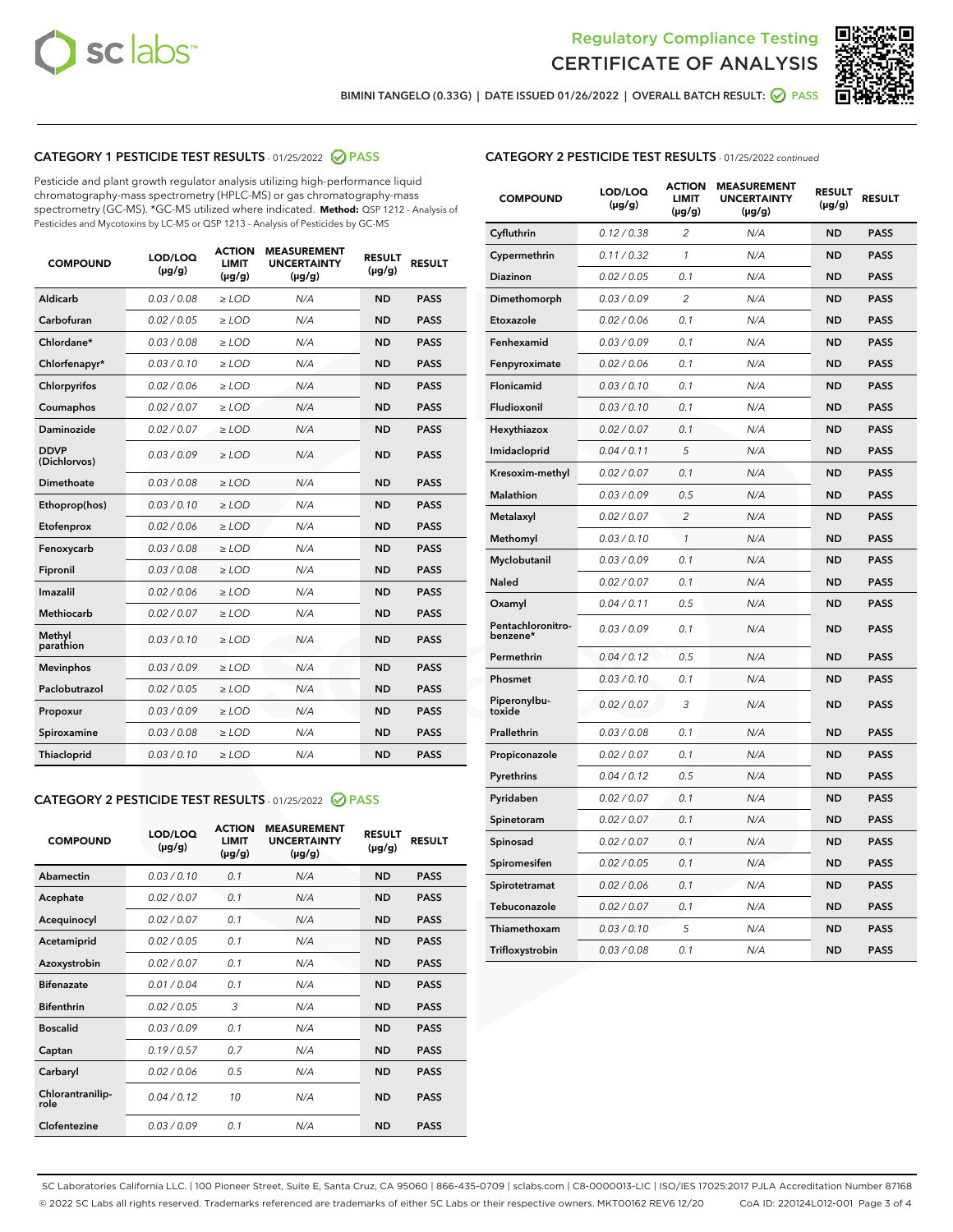Regulatory Compliance Testing
CERTIFICATE OF ANALYSIS

BIMINI TANGELO (0.33G) | DATE ISSUED 01/26/2022 | OVERALL BATCH RESULT: PASS

## CATEGORY 1 PESTICIDE TEST RESULTS - 01/25/2022 PASS

Pesticide and plant growth regulator analysis utilizing high-performance liquid chromatography-mass spectrometry (HPLC-MS) or gas chromatography-mass spectrometry (GC-MS). *GC-MS utilized where indicated. **Method:** QSP 1212 - Analysis of Pesticides and Mycotoxins by LC-MS or QSP 1213 - Analysis of Pesticides by GC-MS

| COMPOUND | LOD/LOQ (µg/g) | ACTION LIMIT (µg/g) | MEASUREMENT UNCERTAINTY (µg/g) | RESULT (µg/g) | RESULT |
|---|---|---|---|---|---|
| Aldicarb | 0.03 / 0.08 | ≥ LOD | N/A | ND | PASS |
| Carbofuran | 0.02 / 0.05 | ≥ LOD | N/A | ND | PASS |
| Chlordane* | 0.03 / 0.08 | ≥ LOD | N/A | ND | PASS |
| Chlorfenapyr* | 0.03 / 0.10 | ≥ LOD | N/A | ND | PASS |
| Chlorpyrifos | 0.02 / 0.06 | ≥ LOD | N/A | ND | PASS |
| Coumaphos | 0.02 / 0.07 | ≥ LOD | N/A | ND | PASS |
| Daminozide | 0.02 / 0.07 | ≥ LOD | N/A | ND | PASS |
| DDVP (Dichlorvos) | 0.03 / 0.09 | ≥ LOD | N/A | ND | PASS |
| Dimethoate | 0.03 / 0.08 | ≥ LOD | N/A | ND | PASS |
| Ethoprop(hos) | 0.03 / 0.10 | ≥ LOD | N/A | ND | PASS |
| Etofenprox | 0.02 / 0.06 | ≥ LOD | N/A | ND | PASS |
| Fenoxycarb | 0.03 / 0.08 | ≥ LOD | N/A | ND | PASS |
| Fipronil | 0.03 / 0.08 | ≥ LOD | N/A | ND | PASS |
| Imazalil | 0.02 / 0.06 | ≥ LOD | N/A | ND | PASS |
| Methiocarb | 0.02 / 0.07 | ≥ LOD | N/A | ND | PASS |
| Methyl parathion | 0.03 / 0.10 | ≥ LOD | N/A | ND | PASS |
| Mevinphos | 0.03 / 0.09 | ≥ LOD | N/A | ND | PASS |
| Paclobutrazol | 0.02 / 0.05 | ≥ LOD | N/A | ND | PASS |
| Propoxur | 0.03 / 0.09 | ≥ LOD | N/A | ND | PASS |
| Spiroxamine | 0.03 / 0.08 | ≥ LOD | N/A | ND | PASS |
| Thiacloprid | 0.03 / 0.10 | ≥ LOD | N/A | ND | PASS |

## CATEGORY 2 PESTICIDE TEST RESULTS - 01/25/2022 PASS

| COMPOUND | LOD/LOQ (µg/g) | ACTION LIMIT (µg/g) | MEASUREMENT UNCERTAINTY (µg/g) | RESULT (µg/g) | RESULT |
|---|---|---|---|---|---|
| Abamectin | 0.03 / 0.10 | 0.1 | N/A | ND | PASS |
| Acephate | 0.02 / 0.07 | 0.1 | N/A | ND | PASS |
| Acequinocyl | 0.02 / 0.07 | 0.1 | N/A | ND | PASS |
| Acetamiprid | 0.02 / 0.05 | 0.1 | N/A | ND | PASS |
| Azoxystrobin | 0.02 / 0.07 | 0.1 | N/A | ND | PASS |
| Bifenazate | 0.01 / 0.04 | 0.1 | N/A | ND | PASS |
| Bifenthrin | 0.02 / 0.05 | 3 | N/A | ND | PASS |
| Boscalid | 0.03 / 0.09 | 0.1 | N/A | ND | PASS |
| Captan | 0.19 / 0.57 | 0.7 | N/A | ND | PASS |
| Carbaryl | 0.02 / 0.06 | 0.5 | N/A | ND | PASS |
| Chlorantraniliprole | 0.04 / 0.12 | 10 | N/A | ND | PASS |
| Clofentezine | 0.03 / 0.09 | 0.1 | N/A | ND | PASS |
| Cyfluthrin | 0.12 / 0.38 | 2 | N/A | ND | PASS |
| Cypermethrin | 0.11 / 0.32 | 1 | N/A | ND | PASS |
| Diazinon | 0.02 / 0.05 | 0.1 | N/A | ND | PASS |
| Dimethomorph | 0.03 / 0.09 | 2 | N/A | ND | PASS |
| Etoxazole | 0.02 / 0.06 | 0.1 | N/A | ND | PASS |
| Fenhexamid | 0.03 / 0.09 | 0.1 | N/A | ND | PASS |
| Fenpyroximate | 0.02 / 0.06 | 0.1 | N/A | ND | PASS |
| Flonicamid | 0.03 / 0.10 | 0.1 | N/A | ND | PASS |
| Fludioxonil | 0.03 / 0.10 | 0.1 | N/A | ND | PASS |
| Hexythiazox | 0.02 / 0.07 | 0.1 | N/A | ND | PASS |
| Imidacloprid | 0.04 / 0.11 | 5 | N/A | ND | PASS |
| Kresoxim-methyl | 0.02 / 0.07 | 0.1 | N/A | ND | PASS |
| Malathion | 0.03 / 0.09 | 0.5 | N/A | ND | PASS |
| Metalaxyl | 0.02 / 0.07 | 2 | N/A | ND | PASS |
| Methomyl | 0.03 / 0.10 | 1 | N/A | ND | PASS |
| Myclobutanil | 0.03 / 0.09 | 0.1 | N/A | ND | PASS |
| Naled | 0.02 / 0.07 | 0.1 | N/A | ND | PASS |
| Oxamyl | 0.04 / 0.11 | 0.5 | N/A | ND | PASS |
| Pentachloronitrobenzene* | 0.03 / 0.09 | 0.1 | N/A | ND | PASS |
| Permethrin | 0.04 / 0.12 | 0.5 | N/A | ND | PASS |
| Phosmet | 0.03 / 0.10 | 0.1 | N/A | ND | PASS |
| Piperonylbutoxide | 0.02 / 0.07 | 3 | N/A | ND | PASS |
| Prallethrin | 0.03 / 0.08 | 0.1 | N/A | ND | PASS |
| Propiconazole | 0.02 / 0.07 | 0.1 | N/A | ND | PASS |
| Pyrethrins | 0.04 / 0.12 | 0.5 | N/A | ND | PASS |
| Pyridaben | 0.02 / 0.07 | 0.1 | N/A | ND | PASS |
| Spinetoram | 0.02 / 0.07 | 0.1 | N/A | ND | PASS |
| Spinosad | 0.02 / 0.07 | 0.1 | N/A | ND | PASS |
| Spiromesifen | 0.02 / 0.05 | 0.1 | N/A | ND | PASS |
| Spirotetramat | 0.02 / 0.06 | 0.1 | N/A | ND | PASS |
| Tebuconazole | 0.02 / 0.07 | 0.1 | N/A | ND | PASS |
| Thiamethoxam | 0.03 / 0.10 | 5 | N/A | ND | PASS |
| Trifloxystrobin | 0.03 / 0.08 | 0.1 | N/A | ND | PASS |

SC Laboratories California LLC. | 100 Pioneer Street, Suite E, Santa Cruz, CA 95060 | 866-435-0709 | sclabs.com | C8-0000013-LIC | ISO/IES 17025:2017 PJLA Accreditation Number 87168
© 2022 SC Labs all rights reserved. Trademarks referenced are trademarks of either SC Labs or their respective owners. MKT00162 REV6 12/20 CoA ID: 220124L012-001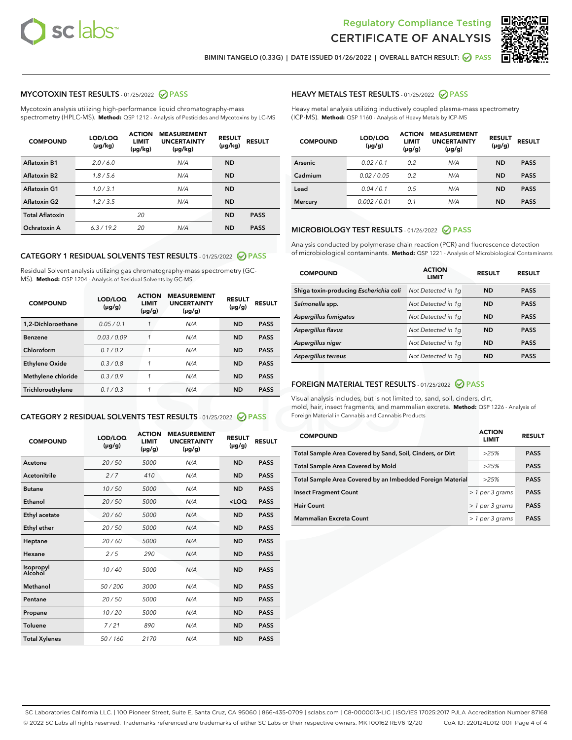Regulatory Compliance Testing

# CERTIFICATE OF ANALYSIS

BIMINI TANGELO (0.33G) | DATE ISSUED 01/26/2022 | OVERALL BATCH RESULT: PASS

## MYCOTOXIN TEST RESULTS - 01/25/2022 PASS

Mycotoxin analysis utilizing high-performance liquid chromatography-mass spectrometry (HPLC-MS). **Method:** QSP 1212 - Analysis of Pesticides and Mycotoxins by LC-MS

| COMPOUND | LOD/LOQ (μg/kg) | ACTION LIMIT (μg/kg) | MEASUREMENT UNCERTAINTY (μg/kg) | RESULT (μg/kg) | RESULT |
|---|---|---|---|---|---|
| Aflatoxin B1 | 2.0 / 6.0 | | N/A | ND | |
| Aflatoxin B2 | 1.8 / 5.6 | | N/A | ND | |
| Aflatoxin G1 | 1.0 / 3.1 | | N/A | ND | |
| Aflatoxin G2 | 1.2 / 3.5 | | N/A | ND | |
| Total Aflatoxin | | 20 | | ND | PASS |
| Ochratoxin A | 6.3 / 19.2 | 20 | N/A | ND | PASS |

## CATEGORY 1 RESIDUAL SOLVENTS TEST RESULTS - 01/25/2022 PASS

Residual Solvent analysis utilizing gas chromatography-mass spectrometry (GC-MS). **Method:** QSP 1204 - Analysis of Residual Solvents by GC-MS

| COMPOUND | LOD/LOQ (μg/g) | ACTION LIMIT (μg/g) | MEASUREMENT UNCERTAINTY (μg/g) | RESULT (μg/g) | RESULT |
|---|---|---|---|---|---|
| 1,2-Dichloroethane | 0.05 / 0.1 | 1 | N/A | ND | PASS |
| Benzene | 0.03 / 0.09 | 1 | N/A | ND | PASS |
| Chloroform | 0.1 / 0.2 | 1 | N/A | ND | PASS |
| Ethylene Oxide | 0.3 / 0.8 | 1 | N/A | ND | PASS |
| Methylene chloride | 0.3 / 0.9 | 1 | N/A | ND | PASS |
| Trichloroethylene | 0.1 / 0.3 | 1 | N/A | ND | PASS |

## CATEGORY 2 RESIDUAL SOLVENTS TEST RESULTS - 01/25/2022 PASS

| COMPOUND | LOD/LOQ (μg/g) | ACTION LIMIT (μg/g) | MEASUREMENT UNCERTAINTY (μg/g) | RESULT (μg/g) | RESULT |
|---|---|---|---|---|---|
| Acetone | 20 / 50 | 5000 | N/A | ND | PASS |
| Acetonitrile | 2 / 7 | 410 | N/A | ND | PASS |
| Butane | 10 / 50 | 5000 | N/A | ND | PASS |
| Ethanol | 20 / 50 | 5000 | N/A | <LOQ | PASS |
| Ethyl acetate | 20 / 60 | 5000 | N/A | ND | PASS |
| Ethyl ether | 20 / 50 | 5000 | N/A | ND | PASS |
| Heptane | 20 / 60 | 5000 | N/A | ND | PASS |
| Hexane | 2 / 5 | 290 | N/A | ND | PASS |
| Isopropyl Alcohol | 10 / 40 | 5000 | N/A | ND | PASS |
| Methanol | 50 / 200 | 3000 | N/A | ND | PASS |
| Pentane | 20 / 50 | 5000 | N/A | ND | PASS |
| Propane | 10 / 20 | 5000 | N/A | ND | PASS |
| Toluene | 7 / 21 | 890 | N/A | ND | PASS |
| Total Xylenes | 50 / 160 | 2170 | N/A | ND | PASS |

## HEAVY METALS TEST RESULTS - 01/25/2022 PASS

Heavy metal analysis utilizing inductively coupled plasma-mass spectrometry (ICP-MS). **Method:** QSP 1160 - Analysis of Heavy Metals by ICP-MS

| COMPOUND | LOD/LOQ (μg/g) | ACTION LIMIT (μg/g) | MEASUREMENT UNCERTAINTY (μg/g) | RESULT (μg/g) | RESULT |
|---|---|---|---|---|---|
| Arsenic | 0.02 / 0.1 | 0.2 | N/A | ND | PASS |
| Cadmium | 0.02 / 0.05 | 0.2 | N/A | ND | PASS |
| Lead | 0.04 / 0.1 | 0.5 | N/A | ND | PASS |
| Mercury | 0.002 / 0.01 | 0.1 | N/A | ND | PASS |

## MICROBIOLOGY TEST RESULTS - 01/26/2022 PASS

Analysis conducted by polymerase chain reaction (PCR) and fluorescence detection of microbiological contaminants. **Method:** QSP 1221 - Analysis of Microbiological Contaminants

| COMPOUND | ACTION LIMIT | RESULT | RESULT |
|---|---|---|---|
| Shiga toxin-producing *Escherichia coli* | Not Detected in 1g | ND | PASS |
| *Salmonella* spp. | Not Detected in 1g | ND | PASS |
| *Aspergillus fumigatus* | Not Detected in 1g | ND | PASS |
| *Aspergillus flavus* | Not Detected in 1g | ND | PASS |
| *Aspergillus niger* | Not Detected in 1g | ND | PASS |
| *Aspergillus terreus* | Not Detected in 1g | ND | PASS |

## FOREIGN MATERIAL TEST RESULTS - 01/25/2022 PASS

Visual analysis includes, but is not limited to, sand, soil, cinders, dirt, mold, hair, insect fragments, and mammalian excreta. **Method:** QSP 1226 - Analysis of Foreign Material in Cannabis and Cannabis Products

| COMPOUND | ACTION LIMIT | RESULT |
|---|---|---|
| Total Sample Area Covered by Sand, Soil, Cinders, or Dirt | >25% | PASS |
| Total Sample Area Covered by Mold | >25% | PASS |
| Total Sample Area Covered by an Imbedded Foreign Material | >25% | PASS |
| Insect Fragment Count | > 1 per 3 grams | PASS |
| Hair Count | > 1 per 3 grams | PASS |
| Mammalian Excreta Count | > 1 per 3 grams | PASS |

SC Laboratories California LLC. | 100 Pioneer Street, Suite E, Santa Cruz, CA 95060 | 866-435-0709 | sclabs.com | C8-0000013-LIC | ISO/IES 17025:2017 PJLA Accreditation Number 87168
© 2022 SC Labs all rights reserved. Trademarks referenced are trademarks of either SC Labs or their respective owners. MKT00162 REV6 12/20 CoA ID: 220124L012-001